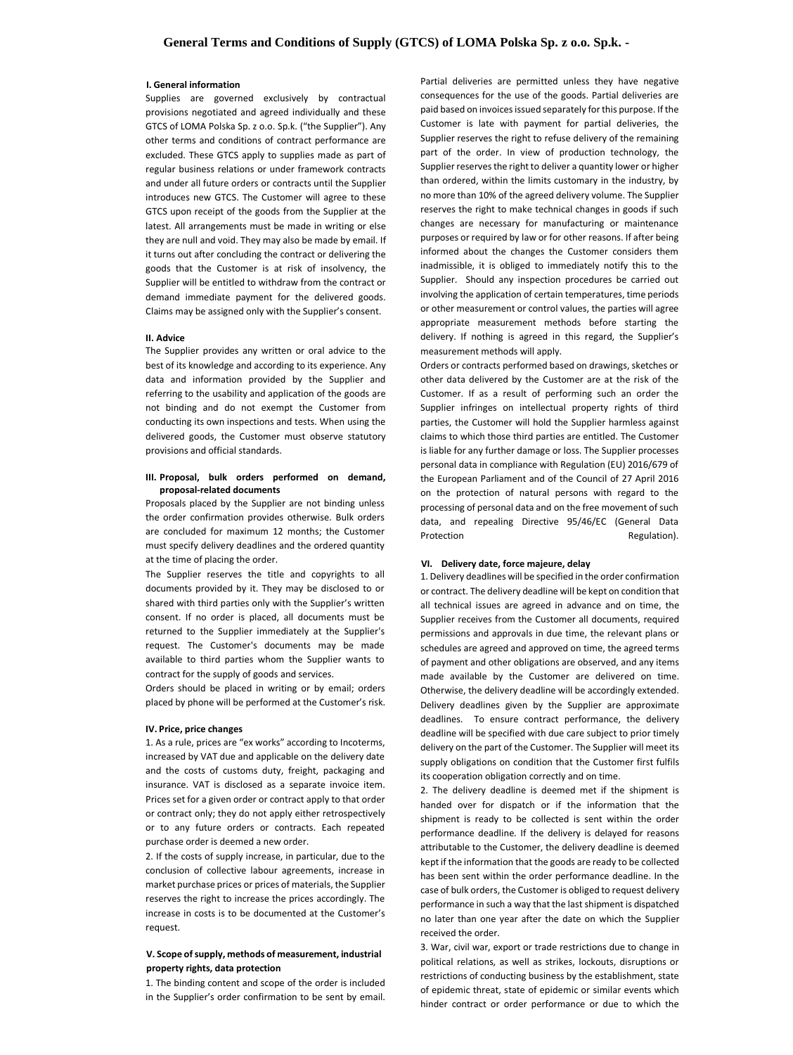# General Terms and Conditions of Supply (GTCS) of LOMA Polska Sp. z o.o. Sp.k. -

### I. General information

Supplies are governed exclusively by contractual provisions negotiated and agreed individually and these GTCS of LOMA Polska Sp. z o.o. Sp.k. ("the Supplier"). Any other terms and conditions of contract performance are excluded. These GTCS apply to supplies made as part of regular business relations or under framework contracts and under all future orders or contracts until the Supplier introduces new GTCS. The Customer will agree to these GTCS upon receipt of the goods from the Supplier at the latest. All arrangements must be made in writing or else they are null and void. They may also be made by email. If it turns out after concluding the contract or delivering the goods that the Customer is at risk of insolvency, the Supplier will be entitled to withdraw from the contract or demand immediate payment for the delivered goods. Claims may be assigned only with the Supplier's consent.

### II. Advice

The Supplier provides any written or oral advice to the best of its knowledge and according to its experience. Any data and information provided by the Supplier and referring to the usability and application of the goods are not binding and do not exempt the Customer from conducting its own inspections and tests. When using the delivered goods, the Customer must observe statutory provisions and official standards.

### III. Proposal, bulk orders performed on demand, proposal-related documents

Proposals placed by the Supplier are not binding unless the order confirmation provides otherwise. Bulk orders are concluded for maximum 12 months; the Customer must specify delivery deadlines and the ordered quantity at the time of placing the order.

The Supplier reserves the title and copyrights to all documents provided by it. They may be disclosed to or shared with third parties only with the Supplier's written consent. If no order is placed, all documents must be returned to the Supplier immediately at the Supplier's request. The Customer's documents may be made available to third parties whom the Supplier wants to contract for the supply of goods and services.

Orders should be placed in writing or by email; orders placed by phone will be performed at the Customer's risk.

### IV. Price, price changes

1. As a rule, prices are "ex works" according to Incoterms, increased by VAT due and applicable on the delivery date and the costs of customs duty, freight, packaging and insurance. VAT is disclosed as a separate invoice item. Prices set for a given order or contract apply to that order or contract only; they do not apply either retrospectively or to any future orders or contracts. Each repeated purchase order is deemed a new order.

2. If the costs of supply increase, in particular, due to the conclusion of collective labour agreements, increase in market purchase prices or prices of materials, the Supplier reserves the right to increase the prices accordingly. The increase in costs is to be documented at the Customer's request.

### V. Scope of supply, methods of measurement, industrial property rights, data protection

1. The binding content and scope of the order is included in the Supplier's order confirmation to be sent by email. Partial deliveries are permitted unless they have negative consequences for the use of the goods. Partial deliveries are paid based on invoices issued separately for this purpose. If the Customer is late with payment for partial deliveries, the Supplier reserves the right to refuse delivery of the remaining part of the order. In view of production technology, the Supplier reserves the right to deliver a quantity lower or higher than ordered, within the limits customary in the industry, by no more than 10% of the agreed delivery volume. The Supplier reserves the right to make technical changes in goods if such changes are necessary for manufacturing or maintenance purposes or required by law or for other reasons. If after being informed about the changes the Customer considers them inadmissible, it is obliged to immediately notify this to the Supplier. Should any inspection procedures be carried out involving the application of certain temperatures, time periods or other measurement or control values, the parties will agree appropriate measurement methods before starting the delivery. If nothing is agreed in this regard, the Supplier's measurement methods will apply.

Orders or contracts performed based on drawings, sketches or other data delivered by the Customer are at the risk of the Customer. If as a result of performing such an order the Supplier infringes on intellectual property rights of third parties, the Customer will hold the Supplier harmless against claims to which those third parties are entitled. The Customer is liable for any further damage or loss. The Supplier processes personal data in compliance with Regulation (EU) 2016/679 of the European Parliament and of the Council of 27 April 2016 on the protection of natural persons with regard to the processing of personal data and on the free movement of such data, and repealing Directive 95/46/EC (General Data Protection Regulation).

### VI. Delivery date, force majeure, delay

1. Delivery deadlines will be specified in the order confirmation or contract. The delivery deadline will be kept on condition that all technical issues are agreed in advance and on time, the Supplier receives from the Customer all documents, required permissions and approvals in due time, the relevant plans or schedules are agreed and approved on time, the agreed terms of payment and other obligations are observed, and any items made available by the Customer are delivered on time. Otherwise, the delivery deadline will be accordingly extended. Delivery deadlines given by the Supplier are approximate deadlines. To ensure contract performance, the delivery deadline will be specified with due care subject to prior timely delivery on the part of the Customer. The Supplier will meet its supply obligations on condition that the Customer first fulfils its cooperation obligation correctly and on time.

2. The delivery deadline is deemed met if the shipment is handed over for dispatch or if the information that the shipment is ready to be collected is sent within the order performance deadline. If the delivery is delayed for reasons attributable to the Customer, the delivery deadline is deemed kept if the information that the goods are ready to be collected has been sent within the order performance deadline. In the case of bulk orders, the Customer is obliged to request delivery performance in such a way that the last shipment is dispatched no later than one year after the date on which the Supplier received the order.

3. War, civil war, export or trade restrictions due to change in political relations, as well as strikes, lockouts, disruptions or restrictions of conducting business by the establishment, state of epidemic threat, state of epidemic or similar events which hinder contract or order performance or due to which the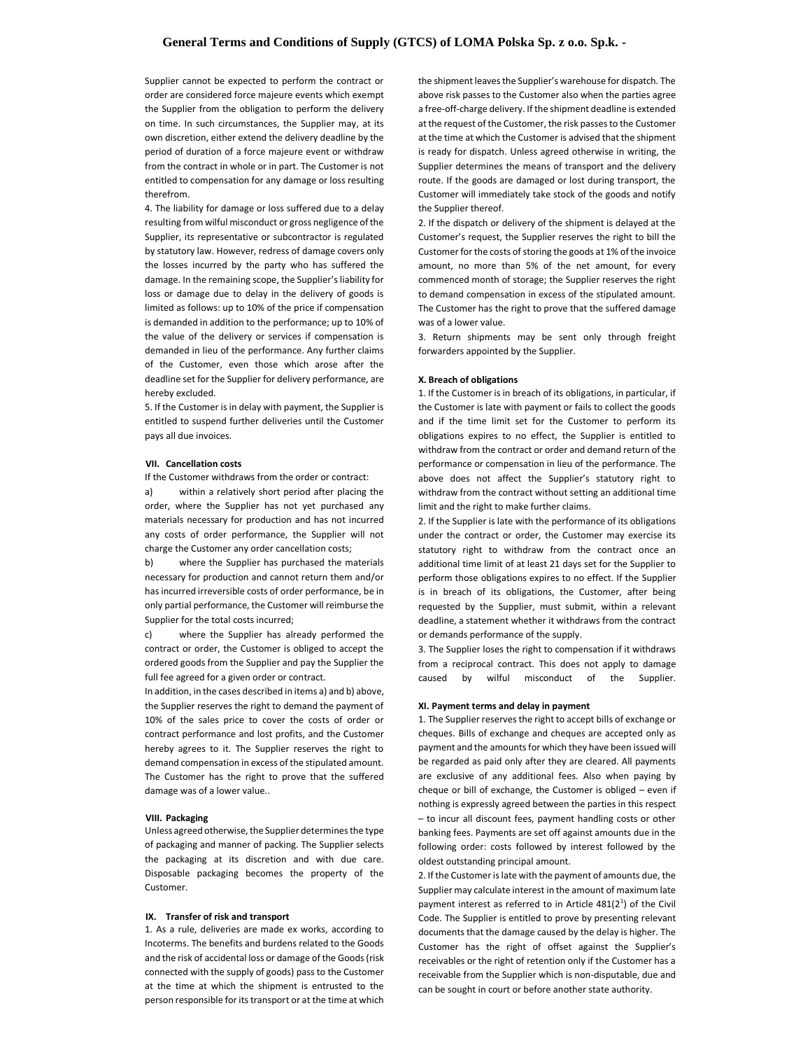Supplier cannot be expected to perform the contract or order are considered force majeure events which exempt the Supplier from the obligation to perform the delivery on time. In such circumstances, the Supplier may, at its own discretion, either extend the delivery deadline by the period of duration of a force majeure event or withdraw from the contract in whole or in part. The Customer is not entitled to compensation for any damage or loss resulting therefrom.

4. The liability for damage or loss suffered due to a delay resulting from wilful misconduct or gross negligence of the Supplier, its representative or subcontractor is regulated by statutory law. However, redress of damage covers only the losses incurred by the party who has suffered the damage. In the remaining scope, the Supplier's liability for loss or damage due to delay in the delivery of goods is limited as follows: up to 10% of the price if compensation is demanded in addition to the performance; up to 10% of the value of the delivery or services if compensation is demanded in lieu of the performance. Any further claims of the Customer, even those which arose after the deadline set for the Supplier for delivery performance, are hereby excluded.

5. If the Customer is in delay with payment, the Supplier is entitled to suspend further deliveries until the Customer pays all due invoices.

#### VII. Cancellation costs

If the Customer withdraws from the order or contract:

a) within a relatively short period after placing the order, where the Supplier has not yet purchased any materials necessary for production and has not incurred any costs of order performance, the Supplier will not charge the Customer any order cancellation costs;

b) where the Supplier has purchased the materials necessary for production and cannot return them and/or has incurred irreversible costs of order performance, be in only partial performance, the Customer will reimburse the Supplier for the total costs incurred;

c) where the Supplier has already performed the contract or order, the Customer is obliged to accept the ordered goods from the Supplier and pay the Supplier the full fee agreed for a given order or contract.

In addition, in the cases described in items a) and b) above, the Supplier reserves the right to demand the payment of 10% of the sales price to cover the costs of order or contract performance and lost profits, and the Customer hereby agrees to it. The Supplier reserves the right to demand compensation in excess of the stipulated amount. The Customer has the right to prove that the suffered damage was of a lower value..

#### VIII. Packaging

Unless agreed otherwise, the Supplier determines the type of packaging and manner of packing. The Supplier selects the packaging at its discretion and with due care. Disposable packaging becomes the property of the Customer.

#### IX. Transfer of risk and transport

1. As a rule, deliveries are made ex works, according to Incoterms. The benefits and burdens related to the Goods and the risk of accidental loss or damage of the Goods (risk connected with the supply of goods) pass to the Customer at the time at which the shipment is entrusted to the person responsible for its transport or at the time at which the shipment leaves the Supplier's warehouse for dispatch. The above risk passes to the Customer also when the parties agree a free-off-charge delivery. If the shipment deadline is extended at the request of the Customer, the risk passes to the Customer at the time at which the Customer is advised that the shipment is ready for dispatch. Unless agreed otherwise in writing, the Supplier determines the means of transport and the delivery route. If the goods are damaged or lost during transport, the Customer will immediately take stock of the goods and notify the Supplier thereof.

2. If the dispatch or delivery of the shipment is delayed at the Customer's request, the Supplier reserves the right to bill the Customer for the costs of storing the goods at 1% of the invoice amount, no more than 5% of the net amount, for every commenced month of storage; the Supplier reserves the right to demand compensation in excess of the stipulated amount. The Customer has the right to prove that the suffered damage was of a lower value.

3. Return shipments may be sent only through freight forwarders appointed by the Supplier.

#### X. Breach of obligations

1. If the Customer is in breach of its obligations, in particular, if the Customer is late with payment or fails to collect the goods and if the time limit set for the Customer to perform its obligations expires to no effect, the Supplier is entitled to withdraw from the contract or order and demand return of the performance or compensation in lieu of the performance. The above does not affect the Supplier's statutory right to withdraw from the contract without setting an additional time limit and the right to make further claims.

2. If the Supplier is late with the performance of its obligations under the contract or order, the Customer may exercise its statutory right to withdraw from the contract once an additional time limit of at least 21 days set for the Supplier to perform those obligations expires to no effect. If the Supplier is in breach of its obligations, the Customer, after being requested by the Supplier, must submit, within a relevant deadline, a statement whether it withdraws from the contract or demands performance of the supply.

3. The Supplier loses the right to compensation if it withdraws from a reciprocal contract. This does not apply to damage caused by wilful misconduct of the Supplier.

#### XI. Payment terms and delay in payment

1. The Supplier reserves the right to accept bills of exchange or cheques. Bills of exchange and cheques are accepted only as payment and the amounts for which they have been issued will be regarded as paid only after they are cleared. All payments are exclusive of any additional fees. Also when paying by cheque or bill of exchange, the Customer is obliged – even if nothing is expressly agreed between the parties in this respect – to incur all discount fees, payment handling costs or other banking fees. Payments are set off against amounts due in the following order: costs followed by interest followed by the oldest outstanding principal amount.

2. If the Customer is late with the payment of amounts due, the Supplier may calculate interest in the amount of maximum late payment interest as referred to in Article $481(2^1)$ of the Civil Code. The Supplier is entitled to prove by presenting relevant documents that the damage caused by the delay is higher. The Customer has the right of offset against the Supplier's receivables or the right of retention only if the Customer has a receivable from the Supplier which is non-disputable, due and can be sought in court or before another state authority.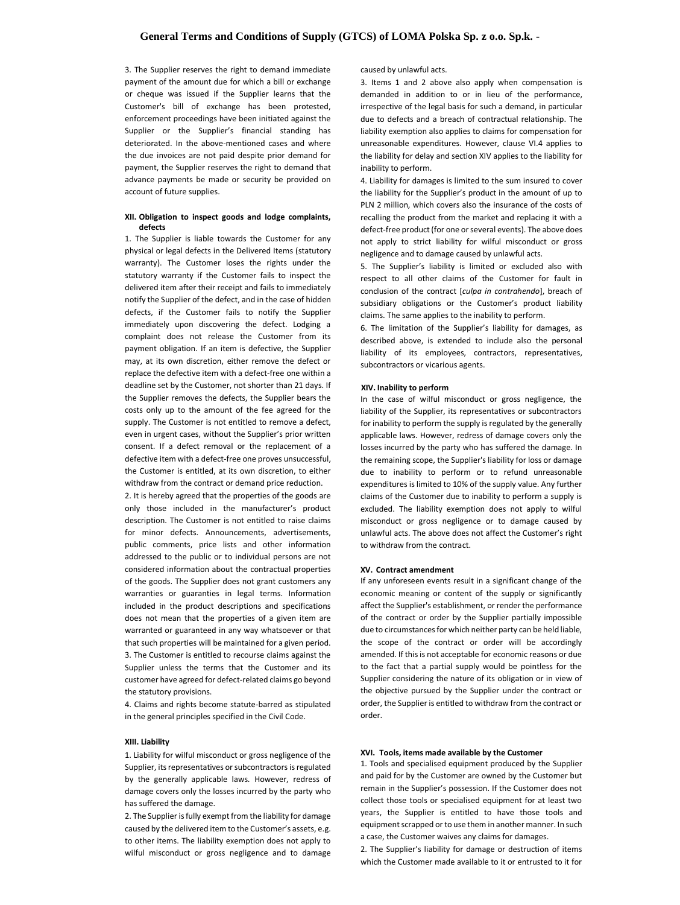3. The Supplier reserves the right to demand immediate payment of the amount due for which a bill or exchange or cheque was issued if the Supplier learns that the Customer's bill of exchange has been protested, enforcement proceedings have been initiated against the Supplier or the Supplier's financial standing has deteriorated. In the above-mentioned cases and where the due invoices are not paid despite prior demand for payment, the Supplier reserves the right to demand that advance payments be made or security be provided on account of future supplies.

### XII. Obligation to inspect goods and lodge complaints, defects

1. The Supplier is liable towards the Customer for any physical or legal defects in the Delivered Items (statutory warranty). The Customer loses the rights under the statutory warranty if the Customer fails to inspect the delivered item after their receipt and fails to immediately notify the Supplier of the defect, and in the case of hidden defects, if the Customer fails to notify the Supplier immediately upon discovering the defect. Lodging a complaint does not release the Customer from its payment obligation. If an item is defective, the Supplier may, at its own discretion, either remove the defect or replace the defective item with a defect-free one within a deadline set by the Customer, not shorter than 21 days. If the Supplier removes the defects, the Supplier bears the costs only up to the amount of the fee agreed for the supply. The Customer is not entitled to remove a defect, even in urgent cases, without the Supplier's prior written consent. If a defect removal or the replacement of a defective item with a defect-free one proves unsuccessful, the Customer is entitled, at its own discretion, to either withdraw from the contract or demand price reduction.

2. It is hereby agreed that the properties of the goods are only those included in the manufacturer's product description. The Customer is not entitled to raise claims for minor defects. Announcements, advertisements, public comments, price lists and other information addressed to the public or to individual persons are not considered information about the contractual properties of the goods. The Supplier does not grant customers any warranties or guaranties in legal terms. Information included in the product descriptions and specifications does not mean that the properties of a given item are warranted or guaranteed in any way whatsoever or that that such properties will be maintained for a given period.

3. The Customer is entitled to recourse claims against the Supplier unless the terms that the Customer and its customer have agreed for defect-related claims go beyond the statutory provisions.

4. Claims and rights become statute-barred as stipulated in the general principles specified in the Civil Code.

### XIII. Liability

1. Liability for wilful misconduct or gross negligence of the Supplier, its representatives or subcontractors is regulated by the generally applicable laws. However, redress of damage covers only the losses incurred by the party who has suffered the damage.

2. The Supplier is fully exempt from the liability for damage caused by the delivered item to the Customer's assets, e.g. to other items. The liability exemption does not apply to wilful misconduct or gross negligence and to damage caused by unlawful acts.

3. Items 1 and 2 above also apply when compensation is demanded in addition to or in lieu of the performance, irrespective of the legal basis for such a demand, in particular due to defects and a breach of contractual relationship. The liability exemption also applies to claims for compensation for unreasonable expenditures. However, clause VI.4 applies to the liability for delay and section XIV applies to the liability for inability to perform.

4. Liability for damages is limited to the sum insured to cover the liability for the Supplier's product in the amount of up to PLN 2 million, which covers also the insurance of the costs of recalling the product from the market and replacing it with a defect-free product (for one or several events). The above does not apply to strict liability for wilful misconduct or gross negligence and to damage caused by unlawful acts.

5. The Supplier's liability is limited or excluded also with respect to all other claims of the Customer for fault in conclusion of the contract [*culpa in contrahendo*], breach of subsidiary obligations or the Customer's product liability claims. The same applies to the inability to perform.

6. The limitation of the Supplier's liability for damages, as described above, is extended to include also the personal liability of its employees, contractors, representatives, subcontractors or vicarious agents.

### XIV. Inability to perform

In the case of wilful misconduct or gross negligence, the liability of the Supplier, its representatives or subcontractors for inability to perform the supply is regulated by the generally applicable laws. However, redress of damage covers only the losses incurred by the party who has suffered the damage. In the remaining scope, the Supplier's liability for loss or damage due to inability to perform or to refund unreasonable expenditures is limited to 10% of the supply value. Any further claims of the Customer due to inability to perform a supply is excluded. The liability exemption does not apply to wilful misconduct or gross negligence or to damage caused by unlawful acts. The above does not affect the Customer's right to withdraw from the contract.

### XV. Contract amendment

If any unforeseen events result in a significant change of the economic meaning or content of the supply or significantly affect the Supplier's establishment, or render the performance of the contract or order by the Supplier partially impossible due to circumstances for which neither party can be held liable, the scope of the contract or order will be accordingly amended. If this is not acceptable for economic reasons or due to the fact that a partial supply would be pointless for the Supplier considering the nature of its obligation or in view of the objective pursued by the Supplier under the contract or order, the Supplier is entitled to withdraw from the contract or order.

### XVI. Tools, items made available by the Customer

1. Tools and specialised equipment produced by the Supplier and paid for by the Customer are owned by the Customer but remain in the Supplier's possession. If the Customer does not collect those tools or specialised equipment for at least two years, the Supplier is entitled to have those tools and equipment scrapped or to use them in another manner. In such a case, the Customer waives any claims for damages.

2. The Supplier's liability for damage or destruction of items which the Customer made available to it or entrusted to it for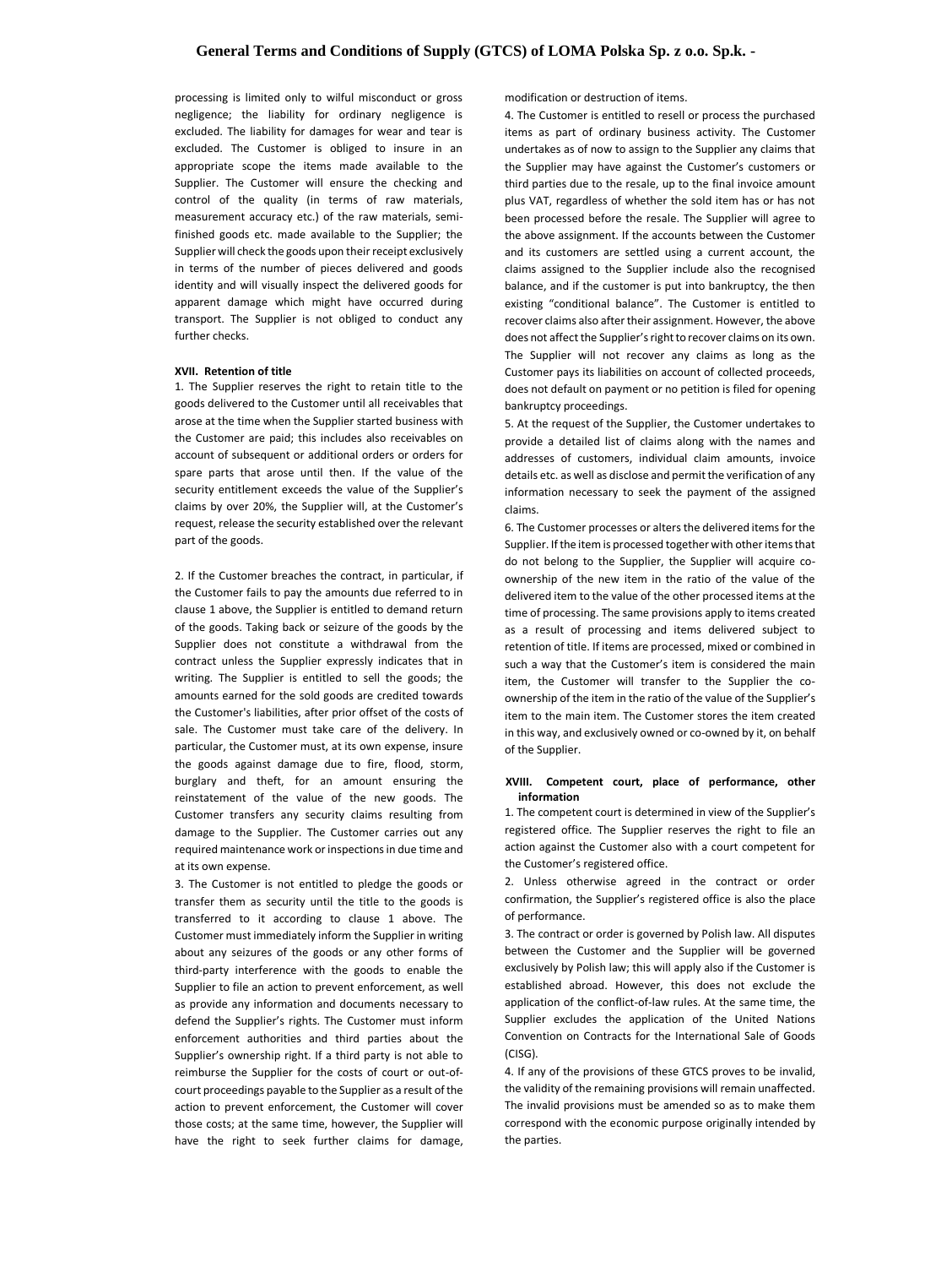processing is limited only to wilful misconduct or gross negligence; the liability for ordinary negligence is excluded. The liability for damages for wear and tear is excluded. The Customer is obliged to insure in an appropriate scope the items made available to the Supplier. The Customer will ensure the checking and control of the quality (in terms of raw materials, measurement accuracy etc.) of the raw materials, semi-finished goods etc. made available to the Supplier; the Supplier will check the goods upon their receipt exclusively in terms of the number of pieces delivered and goods identity and will visually inspect the delivered goods for apparent damage which might have occurred during transport. The Supplier is not obliged to conduct any further checks.

#### XVII. Retention of title

1. The Supplier reserves the right to retain title to the goods delivered to the Customer until all receivables that arose at the time when the Supplier started business with the Customer are paid; this includes also receivables on account of subsequent or additional orders or orders for spare parts that arose until then. If the value of the security entitlement exceeds the value of the Supplier's claims by over 20%, the Supplier will, at the Customer's request, release the security established over the relevant part of the goods.

2. If the Customer breaches the contract, in particular, if the Customer fails to pay the amounts due referred to in clause 1 above, the Supplier is entitled to demand return of the goods. Taking back or seizure of the goods by the Supplier does not constitute a withdrawal from the contract unless the Supplier expressly indicates that in writing. The Supplier is entitled to sell the goods; the amounts earned for the sold goods are credited towards the Customer's liabilities, after prior offset of the costs of sale. The Customer must take care of the delivery. In particular, the Customer must, at its own expense, insure the goods against damage due to fire, flood, storm, burglary and theft, for an amount ensuring the reinstatement of the value of the new goods. The Customer transfers any security claims resulting from damage to the Supplier. The Customer carries out any required maintenance work or inspections in due time and at its own expense.

3. The Customer is not entitled to pledge the goods or transfer them as security until the title to the goods is transferred to it according to clause 1 above. The Customer must immediately inform the Supplier in writing about any seizures of the goods or any other forms of third-party interference with the goods to enable the Supplier to file an action to prevent enforcement, as well as provide any information and documents necessary to defend the Supplier's rights. The Customer must inform enforcement authorities and third parties about the Supplier's ownership right. If a third party is not able to reimburse the Supplier for the costs of court or out-of-court proceedings payable to the Supplier as a result of the action to prevent enforcement, the Customer will cover those costs; at the same time, however, the Supplier will have the right to seek further claims for damage, modification or destruction of items.

4. The Customer is entitled to resell or process the purchased items as part of ordinary business activity. The Customer undertakes as of now to assign to the Supplier any claims that the Supplier may have against the Customer's customers or third parties due to the resale, up to the final invoice amount plus VAT, regardless of whether the sold item has or has not been processed before the resale. The Supplier will agree to the above assignment. If the accounts between the Customer and its customers are settled using a current account, the claims assigned to the Supplier include also the recognised balance, and if the customer is put into bankruptcy, the then existing "conditional balance". The Customer is entitled to recover claims also after their assignment. However, the above does not affect the Supplier's right to recover claims on its own. The Supplier will not recover any claims as long as the Customer pays its liabilities on account of collected proceeds, does not default on payment or no petition is filed for opening bankruptcy proceedings.

5. At the request of the Supplier, the Customer undertakes to provide a detailed list of claims along with the names and addresses of customers, individual claim amounts, invoice details etc. as well as disclose and permit the verification of any information necessary to seek the payment of the assigned claims.

6. The Customer processes or alters the delivered items for the Supplier. If the item is processed together with other items that do not belong to the Supplier, the Supplier will acquire co-ownership of the new item in the ratio of the value of the delivered item to the value of the other processed items at the time of processing. The same provisions apply to items created as a result of processing and items delivered subject to retention of title. If items are processed, mixed or combined in such a way that the Customer's item is considered the main item, the Customer will transfer to the Supplier the co-ownership of the item in the ratio of the value of the Supplier's item to the main item. The Customer stores the item created in this way, and exclusively owned or co-owned by it, on behalf of the Supplier.

#### XVIII. Competent court, place of performance, other information

1. The competent court is determined in view of the Supplier's registered office. The Supplier reserves the right to file an action against the Customer also with a court competent for the Customer's registered office.

2. Unless otherwise agreed in the contract or order confirmation, the Supplier's registered office is also the place of performance.

3. The contract or order is governed by Polish law. All disputes between the Customer and the Supplier will be governed exclusively by Polish law; this will apply also if the Customer is established abroad. However, this does not exclude the application of the conflict-of-law rules. At the same time, the Supplier excludes the application of the United Nations Convention on Contracts for the International Sale of Goods (CISG).

4. If any of the provisions of these GTCS proves to be invalid, the validity of the remaining provisions will remain unaffected. The invalid provisions must be amended so as to make them correspond with the economic purpose originally intended by the parties.